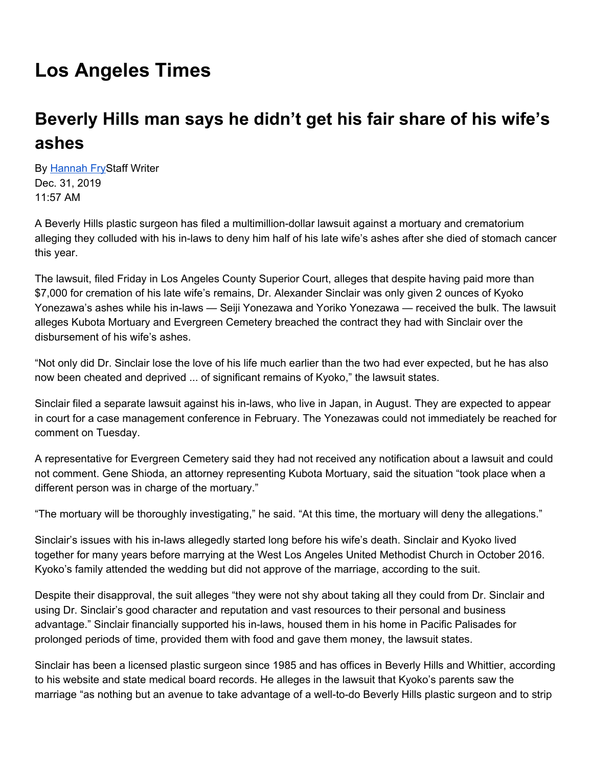# Los Angeles Times

## Beverly Hills man says he didn't get his fair share of his wife's ashes

By [Hannah Fry](#)Staff Writer
Dec. 31, 2019
11:57 AM

A Beverly Hills plastic surgeon has filed a multimillion-dollar lawsuit against a mortuary and crematorium alleging they colluded with his in-laws to deny him half of his late wife's ashes after she died of stomach cancer this year.

The lawsuit, filed Friday in Los Angeles County Superior Court, alleges that despite having paid more than $7,000 for cremation of his late wife's remains, Dr. Alexander Sinclair was only given 2 ounces of Kyoko Yonezawa's ashes while his in-laws — Seiji Yonezawa and Yoriko Yonezawa — received the bulk. The lawsuit alleges Kubota Mortuary and Evergreen Cemetery breached the contract they had with Sinclair over the disbursement of his wife's ashes.

"Not only did Dr. Sinclair lose the love of his life much earlier than the two had ever expected, but he has also now been cheated and deprived ... of significant remains of Kyoko," the lawsuit states.

Sinclair filed a separate lawsuit against his in-laws, who live in Japan, in August. They are expected to appear in court for a case management conference in February. The Yonezawas could not immediately be reached for comment on Tuesday.

A representative for Evergreen Cemetery said they had not received any notification about a lawsuit and could not comment. Gene Shioda, an attorney representing Kubota Mortuary, said the situation "took place when a different person was in charge of the mortuary."

"The mortuary will be thoroughly investigating," he said. "At this time, the mortuary will deny the allegations."

Sinclair's issues with his in-laws allegedly started long before his wife's death. Sinclair and Kyoko lived together for many years before marrying at the West Los Angeles United Methodist Church in October 2016. Kyoko's family attended the wedding but did not approve of the marriage, according to the suit.

Despite their disapproval, the suit alleges "they were not shy about taking all they could from Dr. Sinclair and using Dr. Sinclair's good character and reputation and vast resources to their personal and business advantage." Sinclair financially supported his in-laws, housed them in his home in Pacific Palisades for prolonged periods of time, provided them with food and gave them money, the lawsuit states.

Sinclair has been a licensed plastic surgeon since 1985 and has offices in Beverly Hills and Whittier, according to his website and state medical board records. He alleges in the lawsuit that Kyoko's parents saw the marriage "as nothing but an avenue to take advantage of a well-to-do Beverly Hills plastic surgeon and to strip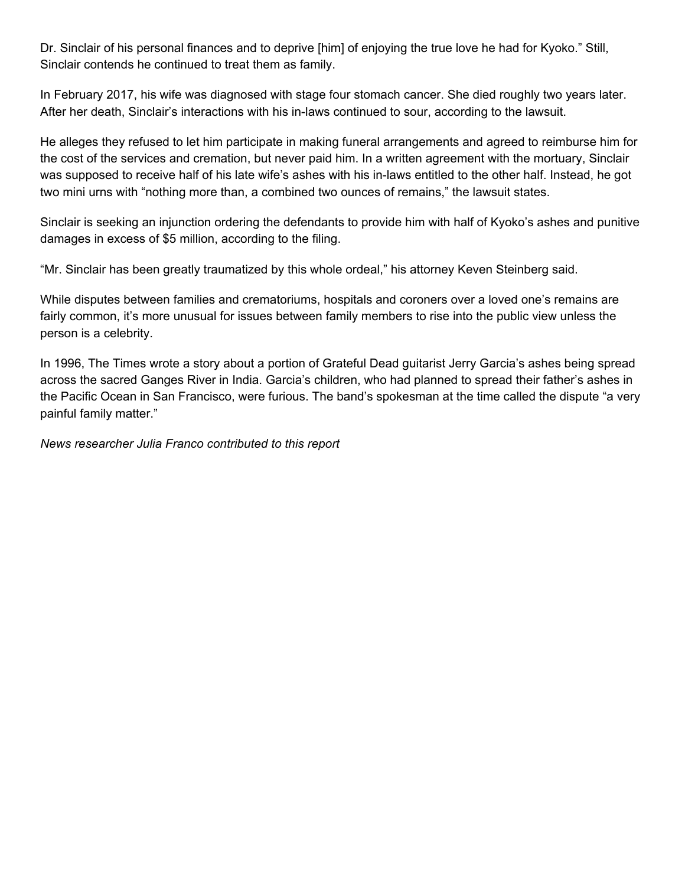Dr. Sinclair of his personal finances and to deprive [him] of enjoying the true love he had for Kyoko." Still, Sinclair contends he continued to treat them as family.

In February 2017, his wife was diagnosed with stage four stomach cancer. She died roughly two years later. After her death, Sinclair's interactions with his in-laws continued to sour, according to the lawsuit.

He alleges they refused to let him participate in making funeral arrangements and agreed to reimburse him for the cost of the services and cremation, but never paid him. In a written agreement with the mortuary, Sinclair was supposed to receive half of his late wife's ashes with his in-laws entitled to the other half. Instead, he got two mini urns with "nothing more than, a combined two ounces of remains," the lawsuit states.

Sinclair is seeking an injunction ordering the defendants to provide him with half of Kyoko's ashes and punitive damages in excess of $5 million, according to the filing.

"Mr. Sinclair has been greatly traumatized by this whole ordeal," his attorney Keven Steinberg said.

While disputes between families and crematoriums, hospitals and coroners over a loved one's remains are fairly common, it's more unusual for issues between family members to rise into the public view unless the person is a celebrity.

In 1996, The Times wrote a story about a portion of Grateful Dead guitarist Jerry Garcia's ashes being spread across the sacred Ganges River in India. Garcia's children, who had planned to spread their father's ashes in the Pacific Ocean in San Francisco, were furious. The band's spokesman at the time called the dispute "a very painful family matter."

*News researcher Julia Franco contributed to this report*